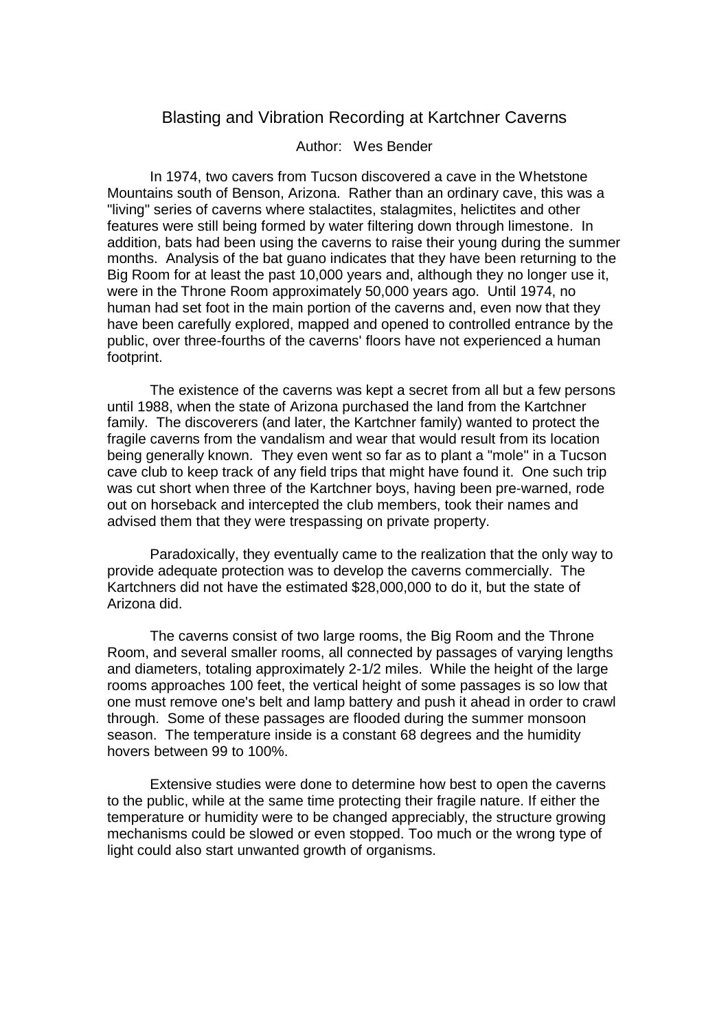# Blasting and Vibration Recording at Kartchner Caverns

Author: Wes Bender

In 1974, two cavers from Tucson discovered a cave in the Whetstone Mountains south of Benson, Arizona. Rather than an ordinary cave, this was a "living" series of caverns where stalactites, stalagmites, helictites and other features were still being formed by water filtering down through limestone. In addition, bats had been using the caverns to raise their young during the summer months. Analysis of the bat guano indicates that they have been returning to the Big Room for at least the past 10,000 years and, although they no longer use it, were in the Throne Room approximately 50,000 years ago. Until 1974, no human had set foot in the main portion of the caverns and, even now that they have been carefully explored, mapped and opened to controlled entrance by the public, over three-fourths of the caverns' floors have not experienced a human footprint.

The existence of the caverns was kept a secret from all but a few persons until 1988, when the state of Arizona purchased the land from the Kartchner family. The discoverers (and later, the Kartchner family) wanted to protect the fragile caverns from the vandalism and wear that would result from its location being generally known. They even went so far as to plant a "mole" in a Tucson cave club to keep track of any field trips that might have found it. One such trip was cut short when three of the Kartchner boys, having been pre-warned, rode out on horseback and intercepted the club members, took their names and advised them that they were trespassing on private property.

Paradoxically, they eventually came to the realization that the only way to provide adequate protection was to develop the caverns commercially. The Kartchners did not have the estimated $28,000,000 to do it, but the state of Arizona did.

The caverns consist of two large rooms, the Big Room and the Throne Room, and several smaller rooms, all connected by passages of varying lengths and diameters, totaling approximately 2-1/2 miles. While the height of the large rooms approaches 100 feet, the vertical height of some passages is so low that one must remove one's belt and lamp battery and push it ahead in order to crawl through. Some of these passages are flooded during the summer monsoon season. The temperature inside is a constant 68 degrees and the humidity hovers between 99 to 100%.

Extensive studies were done to determine how best to open the caverns to the public, while at the same time protecting their fragile nature. If either the temperature or humidity were to be changed appreciably, the structure growing mechanisms could be slowed or even stopped. Too much or the wrong type of light could also start unwanted growth of organisms.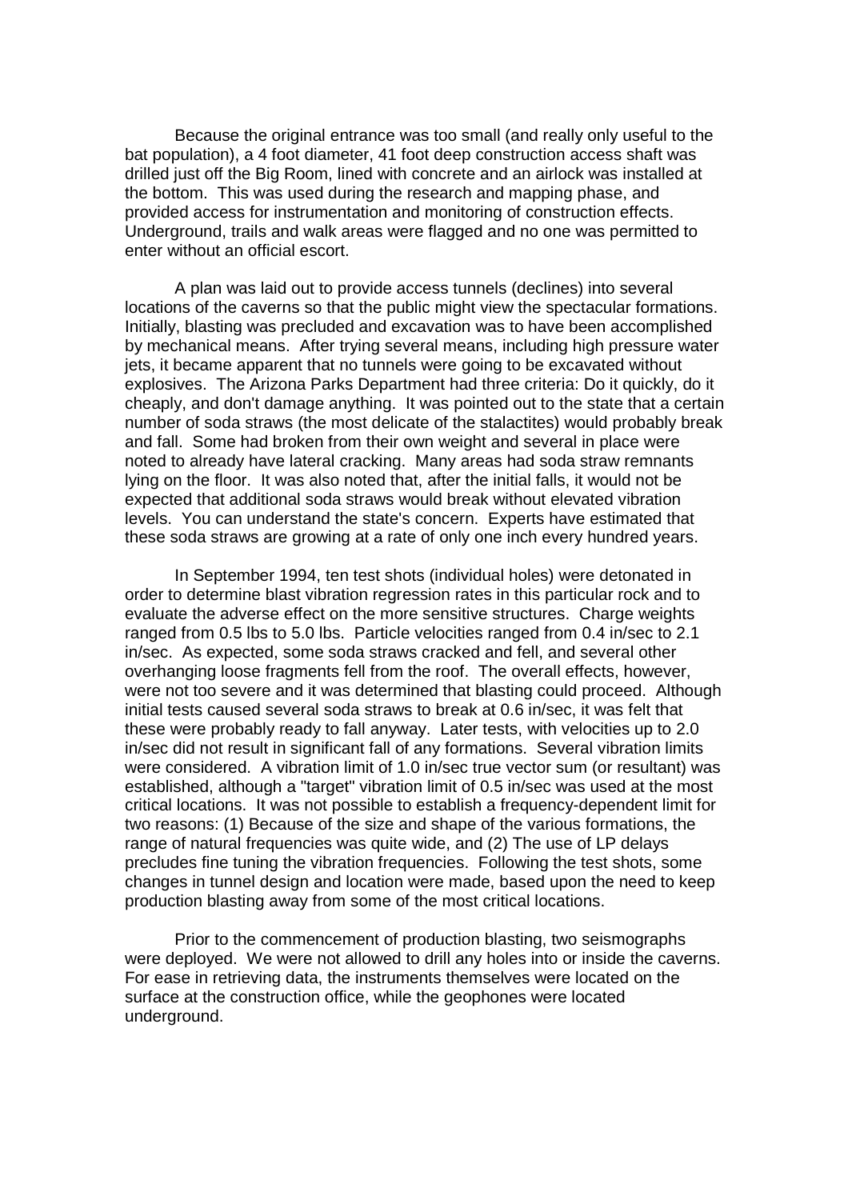Because the original entrance was too small (and really only useful to the bat population), a 4 foot diameter, 41 foot deep construction access shaft was drilled just off the Big Room, lined with concrete and an airlock was installed at the bottom. This was used during the research and mapping phase, and provided access for instrumentation and monitoring of construction effects. Underground, trails and walk areas were flagged and no one was permitted to enter without an official escort.

A plan was laid out to provide access tunnels (declines) into several locations of the caverns so that the public might view the spectacular formations. Initially, blasting was precluded and excavation was to have been accomplished by mechanical means. After trying several means, including high pressure water jets, it became apparent that no tunnels were going to be excavated without explosives. The Arizona Parks Department had three criteria: Do it quickly, do it cheaply, and don't damage anything. It was pointed out to the state that a certain number of soda straws (the most delicate of the stalactites) would probably break and fall. Some had broken from their own weight and several in place were noted to already have lateral cracking. Many areas had soda straw remnants lying on the floor. It was also noted that, after the initial falls, it would not be expected that additional soda straws would break without elevated vibration levels. You can understand the state's concern. Experts have estimated that these soda straws are growing at a rate of only one inch every hundred years.

In September 1994, ten test shots (individual holes) were detonated in order to determine blast vibration regression rates in this particular rock and to evaluate the adverse effect on the more sensitive structures. Charge weights ranged from 0.5 lbs to 5.0 lbs. Particle velocities ranged from 0.4 in/sec to 2.1 in/sec. As expected, some soda straws cracked and fell, and several other overhanging loose fragments fell from the roof. The overall effects, however, were not too severe and it was determined that blasting could proceed. Although initial tests caused several soda straws to break at 0.6 in/sec, it was felt that these were probably ready to fall anyway. Later tests, with velocities up to 2.0 in/sec did not result in significant fall of any formations. Several vibration limits were considered. A vibration limit of 1.0 in/sec true vector sum (or resultant) was established, although a "target" vibration limit of 0.5 in/sec was used at the most critical locations. It was not possible to establish a frequency-dependent limit for two reasons: (1) Because of the size and shape of the various formations, the range of natural frequencies was quite wide, and (2) The use of LP delays precludes fine tuning the vibration frequencies. Following the test shots, some changes in tunnel design and location were made, based upon the need to keep production blasting away from some of the most critical locations.

Prior to the commencement of production blasting, two seismographs were deployed. We were not allowed to drill any holes into or inside the caverns. For ease in retrieving data, the instruments themselves were located on the surface at the construction office, while the geophones were located underground.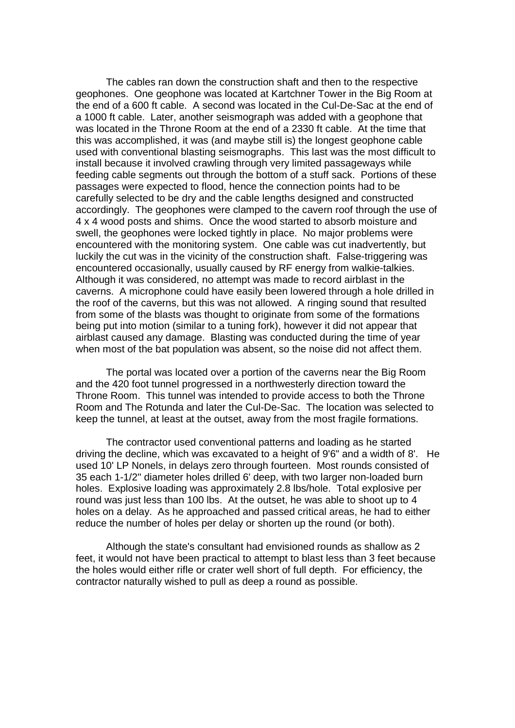The cables ran down the construction shaft and then to the respective geophones. One geophone was located at Kartchner Tower in the Big Room at the end of a 600 ft cable. A second was located in the Cul-De-Sac at the end of a 1000 ft cable. Later, another seismograph was added with a geophone that was located in the Throne Room at the end of a 2330 ft cable. At the time that this was accomplished, it was (and maybe still is) the longest geophone cable used with conventional blasting seismographs. This last was the most difficult to install because it involved crawling through very limited passageways while feeding cable segments out through the bottom of a stuff sack. Portions of these passages were expected to flood, hence the connection points had to be carefully selected to be dry and the cable lengths designed and constructed accordingly. The geophones were clamped to the cavern roof through the use of 4 x 4 wood posts and shims. Once the wood started to absorb moisture and swell, the geophones were locked tightly in place. No major problems were encountered with the monitoring system. One cable was cut inadvertently, but luckily the cut was in the vicinity of the construction shaft. False-triggering was encountered occasionally, usually caused by RF energy from walkie-talkies. Although it was considered, no attempt was made to record airblast in the caverns. A microphone could have easily been lowered through a hole drilled in the roof of the caverns, but this was not allowed. A ringing sound that resulted from some of the blasts was thought to originate from some of the formations being put into motion (similar to a tuning fork), however it did not appear that airblast caused any damage. Blasting was conducted during the time of year when most of the bat population was absent, so the noise did not affect them.

The portal was located over a portion of the caverns near the Big Room and the 420 foot tunnel progressed in a northwesterly direction toward the Throne Room. This tunnel was intended to provide access to both the Throne Room and The Rotunda and later the Cul-De-Sac. The location was selected to keep the tunnel, at least at the outset, away from the most fragile formations.

The contractor used conventional patterns and loading as he started driving the decline, which was excavated to a height of 9'6" and a width of 8'. He used 10' LP Nonels, in delays zero through fourteen. Most rounds consisted of 35 each 1-1/2" diameter holes drilled 6' deep, with two larger non-loaded burn holes. Explosive loading was approximately 2.8 lbs/hole. Total explosive per round was just less than 100 lbs. At the outset, he was able to shoot up to 4 holes on a delay. As he approached and passed critical areas, he had to either reduce the number of holes per delay or shorten up the round (or both).

Although the state's consultant had envisioned rounds as shallow as 2 feet, it would not have been practical to attempt to blast less than 3 feet because the holes would either rifle or crater well short of full depth. For efficiency, the contractor naturally wished to pull as deep a round as possible.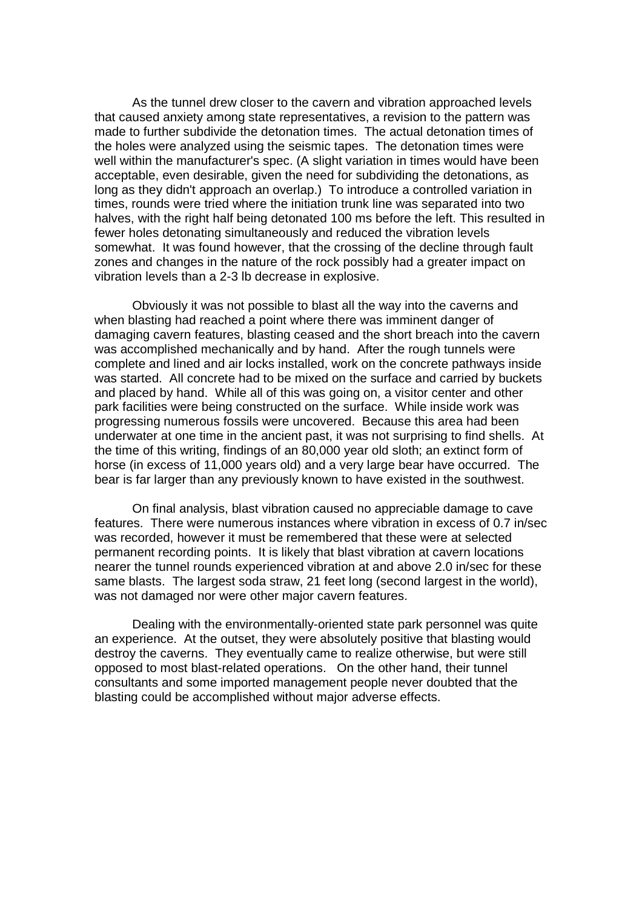As the tunnel drew closer to the cavern and vibration approached levels that caused anxiety among state representatives, a revision to the pattern was made to further subdivide the detonation times. The actual detonation times of the holes were analyzed using the seismic tapes. The detonation times were well within the manufacturer's spec. (A slight variation in times would have been acceptable, even desirable, given the need for subdividing the detonations, as long as they didn't approach an overlap.) To introduce a controlled variation in times, rounds were tried where the initiation trunk line was separated into two halves, with the right half being detonated 100 ms before the left. This resulted in fewer holes detonating simultaneously and reduced the vibration levels somewhat. It was found however, that the crossing of the decline through fault zones and changes in the nature of the rock possibly had a greater impact on vibration levels than a 2-3 lb decrease in explosive.

Obviously it was not possible to blast all the way into the caverns and when blasting had reached a point where there was imminent danger of damaging cavern features, blasting ceased and the short breach into the cavern was accomplished mechanically and by hand. After the rough tunnels were complete and lined and air locks installed, work on the concrete pathways inside was started. All concrete had to be mixed on the surface and carried by buckets and placed by hand. While all of this was going on, a visitor center and other park facilities were being constructed on the surface. While inside work was progressing numerous fossils were uncovered. Because this area had been underwater at one time in the ancient past, it was not surprising to find shells. At the time of this writing, findings of an 80,000 year old sloth; an extinct form of horse (in excess of 11,000 years old) and a very large bear have occurred. The bear is far larger than any previously known to have existed in the southwest.

On final analysis, blast vibration caused no appreciable damage to cave features. There were numerous instances where vibration in excess of 0.7 in/sec was recorded, however it must be remembered that these were at selected permanent recording points. It is likely that blast vibration at cavern locations nearer the tunnel rounds experienced vibration at and above 2.0 in/sec for these same blasts. The largest soda straw, 21 feet long (second largest in the world), was not damaged nor were other major cavern features.

Dealing with the environmentally-oriented state park personnel was quite an experience. At the outset, they were absolutely positive that blasting would destroy the caverns. They eventually came to realize otherwise, but were still opposed to most blast-related operations. On the other hand, their tunnel consultants and some imported management people never doubted that the blasting could be accomplished without major adverse effects.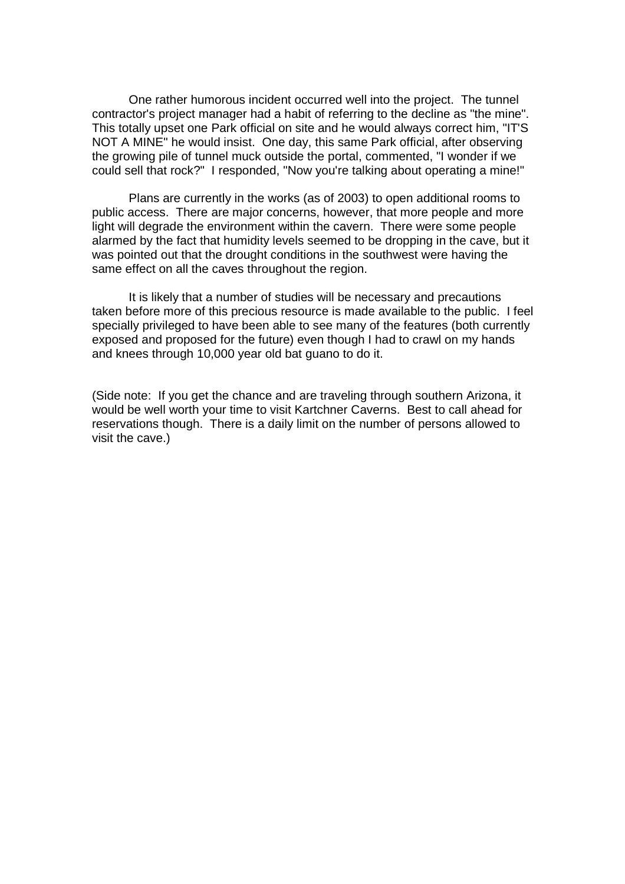One rather humorous incident occurred well into the project. The tunnel contractor's project manager had a habit of referring to the decline as "the mine". This totally upset one Park official on site and he would always correct him, "IT'S NOT A MINE" he would insist. One day, this same Park official, after observing the growing pile of tunnel muck outside the portal, commented, "I wonder if we could sell that rock?" I responded, "Now you're talking about operating a mine!"

Plans are currently in the works (as of 2003) to open additional rooms to public access. There are major concerns, however, that more people and more light will degrade the environment within the cavern. There were some people alarmed by the fact that humidity levels seemed to be dropping in the cave, but it was pointed out that the drought conditions in the southwest were having the same effect on all the caves throughout the region.

It is likely that a number of studies will be necessary and precautions taken before more of this precious resource is made available to the public. I feel specially privileged to have been able to see many of the features (both currently exposed and proposed for the future) even though I had to crawl on my hands and knees through 10,000 year old bat guano to do it.

(Side note: If you get the chance and are traveling through southern Arizona, it would be well worth your time to visit Kartchner Caverns. Best to call ahead for reservations though. There is a daily limit on the number of persons allowed to visit the cave.)